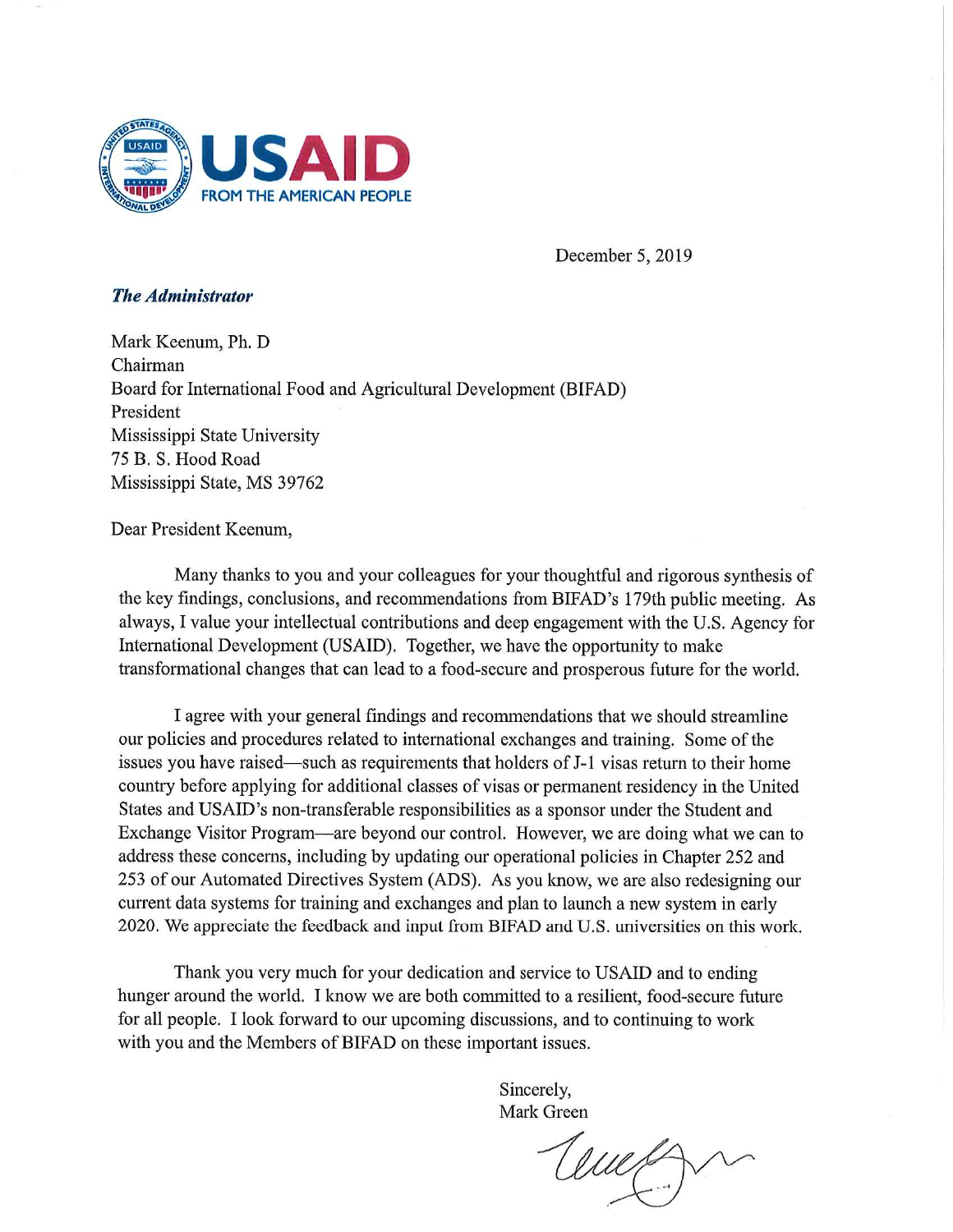USAID
FROM THE AMERICAN PEOPLE

December 5, 2019

***The Administrator***

Mark Keenum, Ph. D
Chairman
Board for International Food and Agricultural Development (BIFAD)
President
Mississippi State University
75 B. S. Hood Road
Mississippi State, MS 39762

Dear President Keenum,

Many thanks to you and your colleagues for your thoughtful and rigorous synthesis of the key findings, conclusions, and recommendations from BIFAD's 179th public meeting. As always, I value your intellectual contributions and deep engagement with the U.S. Agency for International Development (USAID). Together, we have the opportunity to make transformational changes that can lead to a food-secure and prosperous future for the world.

I agree with your general findings and recommendations that we should streamline our policies and procedures related to international exchanges and training. Some of the issues you have raised—such as requirements that holders of J-1 visas return to their home country before applying for additional classes of visas or permanent residency in the United States and USAID's non-transferable responsibilities as a sponsor under the Student and Exchange Visitor Program—are beyond our control. However, we are doing what we can to address these concerns, including by updating our operational policies in Chapter 252 and 253 of our Automated Directives System (ADS). As you know, we are also redesigning our current data systems for training and exchanges and plan to launch a new system in early 2020. We appreciate the feedback and input from BIFAD and U.S. universities on this work.

Thank you very much for your dedication and service to USAID and to ending hunger around the world. I know we are both committed to a resilient, food-secure future for all people. I look forward to our upcoming discussions, and to continuing to work with you and the Members of BIFAD on these important issues.

Sincerely,
Mark Green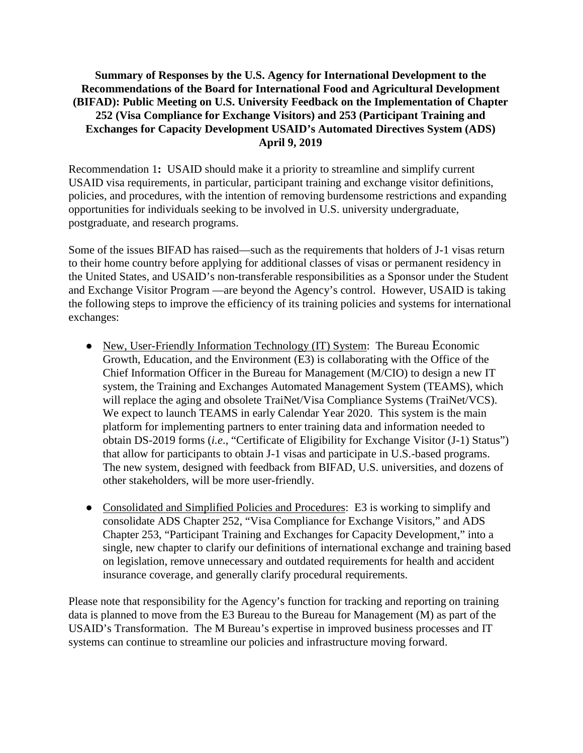**Summary of Responses by the U.S. Agency for International Development to the Recommendations of the Board for International Food and Agricultural Development (BIFAD): Public Meeting on U.S. University Feedback on the Implementation of Chapter 252 (Visa Compliance for Exchange Visitors) and 253 (Participant Training and Exchanges for Capacity Development USAID's Automated Directives System (ADS) April 9, 2019**

Recommendation 1**:** USAID should make it a priority to streamline and simplify current USAID visa requirements, in particular, participant training and exchange visitor definitions, policies, and procedures, with the intention of removing burdensome restrictions and expanding opportunities for individuals seeking to be involved in U.S. university undergraduate, postgraduate, and research programs.

Some of the issues BIFAD has raised—such as the requirements that holders of J-1 visas return to their home country before applying for additional classes of visas or permanent residency in the United States, and USAID's non-transferable responsibilities as a Sponsor under the Student and Exchange Visitor Program —are beyond the Agency's control. However, USAID is taking the following steps to improve the efficiency of its training policies and systems for international exchanges:

- New, User-Friendly Information Technology (IT) System: The Bureau Economic Growth, Education, and the Environment (E3) is collaborating with the Office of the Chief Information Officer in the Bureau for Management (M/CIO) to design a new IT system, the Training and Exchanges Automated Management System (TEAMS), which will replace the aging and obsolete TraiNet/Visa Compliance Systems (TraiNet/VCS). We expect to launch TEAMS in early Calendar Year 2020. This system is the main platform for implementing partners to enter training data and information needed to obtain DS-2019 forms (*i.e*., "Certificate of Eligibility for Exchange Visitor (J-1) Status") that allow for participants to obtain J-1 visas and participate in U.S.-based programs. The new system, designed with feedback from BIFAD, U.S. universities, and dozens of other stakeholders, will be more user-friendly.

- Consolidated and Simplified Policies and Procedures: E3 is working to simplify and consolidate ADS Chapter 252, "Visa Compliance for Exchange Visitors," and ADS Chapter 253, "Participant Training and Exchanges for Capacity Development," into a single, new chapter to clarify our definitions of international exchange and training based on legislation, remove unnecessary and outdated requirements for health and accident insurance coverage, and generally clarify procedural requirements.

Please note that responsibility for the Agency's function for tracking and reporting on training data is planned to move from the E3 Bureau to the Bureau for Management (M) as part of the USAID's Transformation. The M Bureau's expertise in improved business processes and IT systems can continue to streamline our policies and infrastructure moving forward.